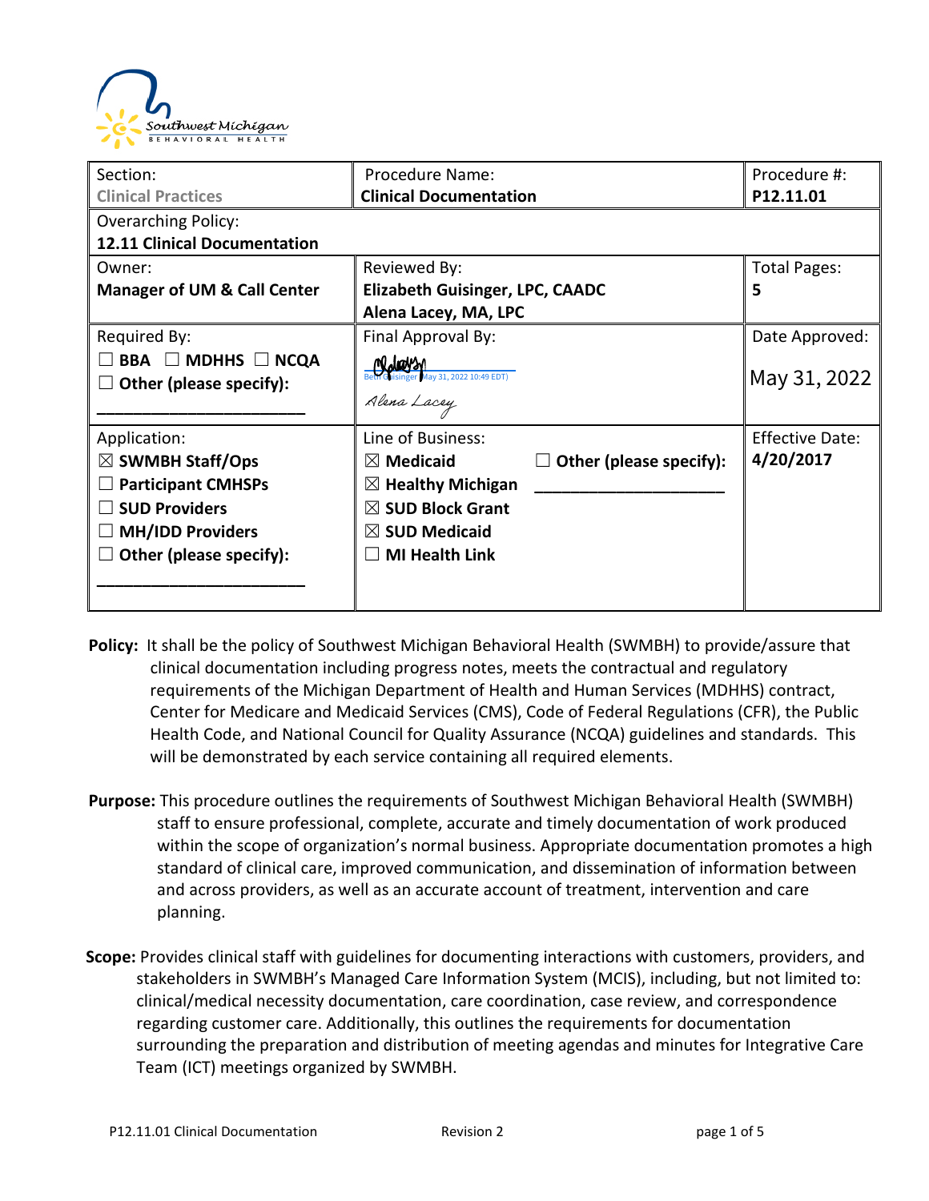Southwest Michigan BEHAVIORAL HEALTH

| Section: **Clinical Practices** | Procedure Name: **Clinical Documentation** | Procedure #: **P12.11.01** |
|---|---|---|
| Overarching Policy: **12.11 Clinical Documentation** | | |
| Owner: **Manager of UM & Call Center** | Reviewed By: **Elizabeth Guisinger, LPC, CAADC** **Alena Lacey, MA, LPC** | Total Pages: **5** |
| Required By: ☐ **BBA** ☐ **MDHHS** ☐ **NCQA** ☐ **Other (please specify):** ______________________ | Final Approval By: Beth Guisinger (May 31, 2022 10:49 EDT) Alena Lacey | Date Approved: May 31, 2022 |
| Application: ☒ **SWMBH Staff/Ops** ☐ **Participant CMHSPs** ☐ **SUD Providers** ☐ **MH/IDD Providers** ☐ **Other (please specify):** ______________________ | Line of Business: ☒ **Medicaid** ☒ **Healthy Michigan** ☒ **SUD Block Grant** ☒ **SUD Medicaid** ☐ **MI Health Link** ☐ **Other (please specify):** ______________________ | Effective Date: **4/20/2017** |

**Policy:** It shall be the policy of Southwest Michigan Behavioral Health (SWMBH) to provide/assure that clinical documentation including progress notes, meets the contractual and regulatory requirements of the Michigan Department of Health and Human Services (MDHHS) contract, Center for Medicare and Medicaid Services (CMS), Code of Federal Regulations (CFR), the Public Health Code, and National Council for Quality Assurance (NCQA) guidelines and standards. This will be demonstrated by each service containing all required elements.

**Purpose:** This procedure outlines the requirements of Southwest Michigan Behavioral Health (SWMBH) staff to ensure professional, complete, accurate and timely documentation of work produced within the scope of organization's normal business. Appropriate documentation promotes a high standard of clinical care, improved communication, and dissemination of information between and across providers, as well as an accurate account of treatment, intervention and care planning.

**Scope:** Provides clinical staff with guidelines for documenting interactions with customers, providers, and stakeholders in SWMBH's Managed Care Information System (MCIS), including, but not limited to: clinical/medical necessity documentation, care coordination, case review, and correspondence regarding customer care. Additionally, this outlines the requirements for documentation surrounding the preparation and distribution of meeting agendas and minutes for Integrative Care Team (ICT) meetings organized by SWMBH.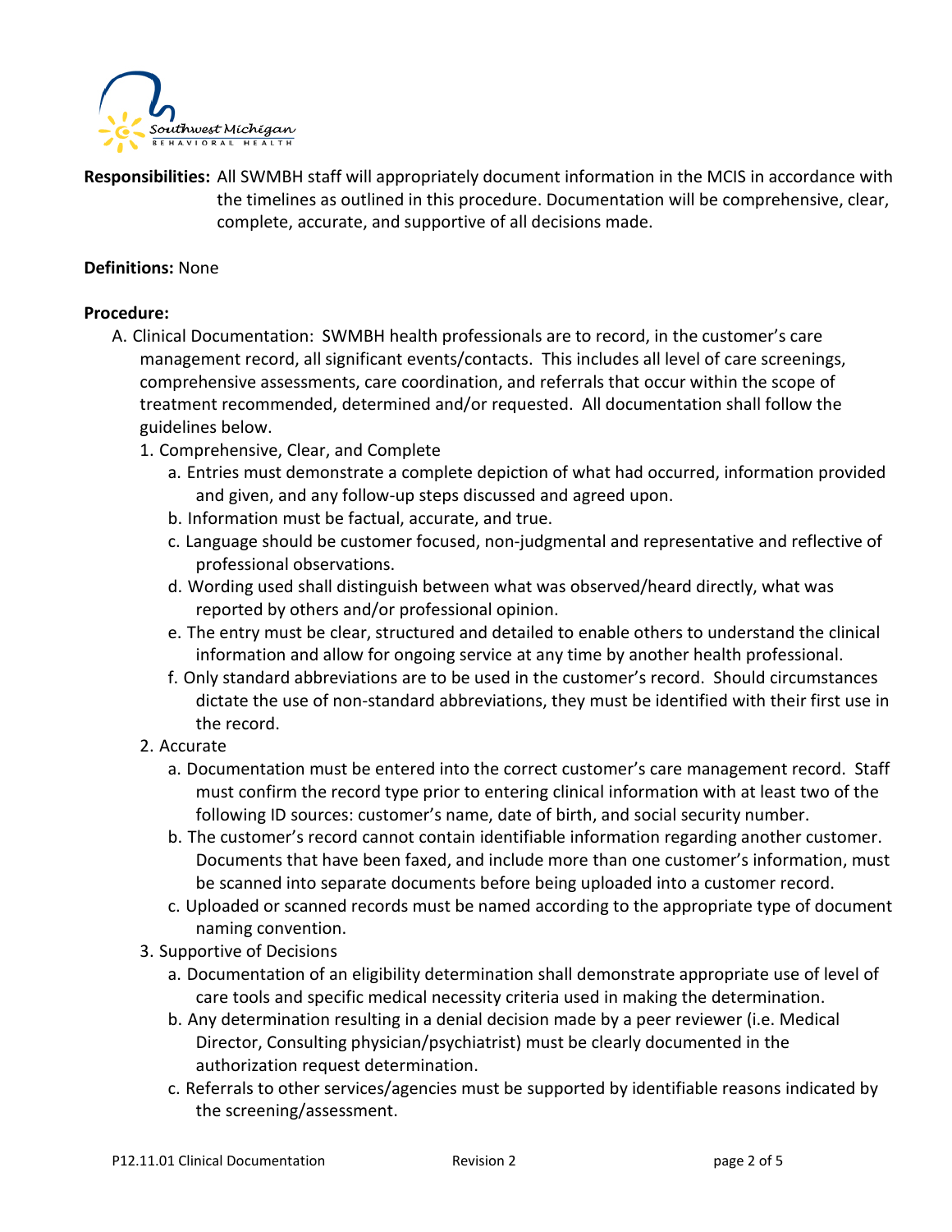**Responsibilities:** All SWMBH staff will appropriately document information in the MCIS in accordance with the timelines as outlined in this procedure. Documentation will be comprehensive, clear, complete, accurate, and supportive of all decisions made.

**Definitions:** None

**Procedure:**

A. Clinical Documentation: SWMBH health professionals are to record, in the customer's care management record, all significant events/contacts. This includes all level of care screenings, comprehensive assessments, care coordination, and referrals that occur within the scope of treatment recommended, determined and/or requested. All documentation shall follow the guidelines below.

   1. Comprehensive, Clear, and Complete
      a. Entries must demonstrate a complete depiction of what had occurred, information provided and given, and any follow-up steps discussed and agreed upon.
      b. Information must be factual, accurate, and true.
      c. Language should be customer focused, non-judgmental and representative and reflective of professional observations.
      d. Wording used shall distinguish between what was observed/heard directly, what was reported by others and/or professional opinion.
      e. The entry must be clear, structured and detailed to enable others to understand the clinical information and allow for ongoing service at any time by another health professional.
      f. Only standard abbreviations are to be used in the customer's record. Should circumstances dictate the use of non-standard abbreviations, they must be identified with their first use in the record.
   2. Accurate
      a. Documentation must be entered into the correct customer's care management record. Staff must confirm the record type prior to entering clinical information with at least two of the following ID sources: customer's name, date of birth, and social security number.
      b. The customer's record cannot contain identifiable information regarding another customer. Documents that have been faxed, and include more than one customer's information, must be scanned into separate documents before being uploaded into a customer record.
      c. Uploaded or scanned records must be named according to the appropriate type of document naming convention.
   3. Supportive of Decisions
      a. Documentation of an eligibility determination shall demonstrate appropriate use of level of care tools and specific medical necessity criteria used in making the determination.
      b. Any determination resulting in a denial decision made by a peer reviewer (i.e. Medical Director, Consulting physician/psychiatrist) must be clearly documented in the authorization request determination.
      c. Referrals to other services/agencies must be supported by identifiable reasons indicated by the screening/assessment.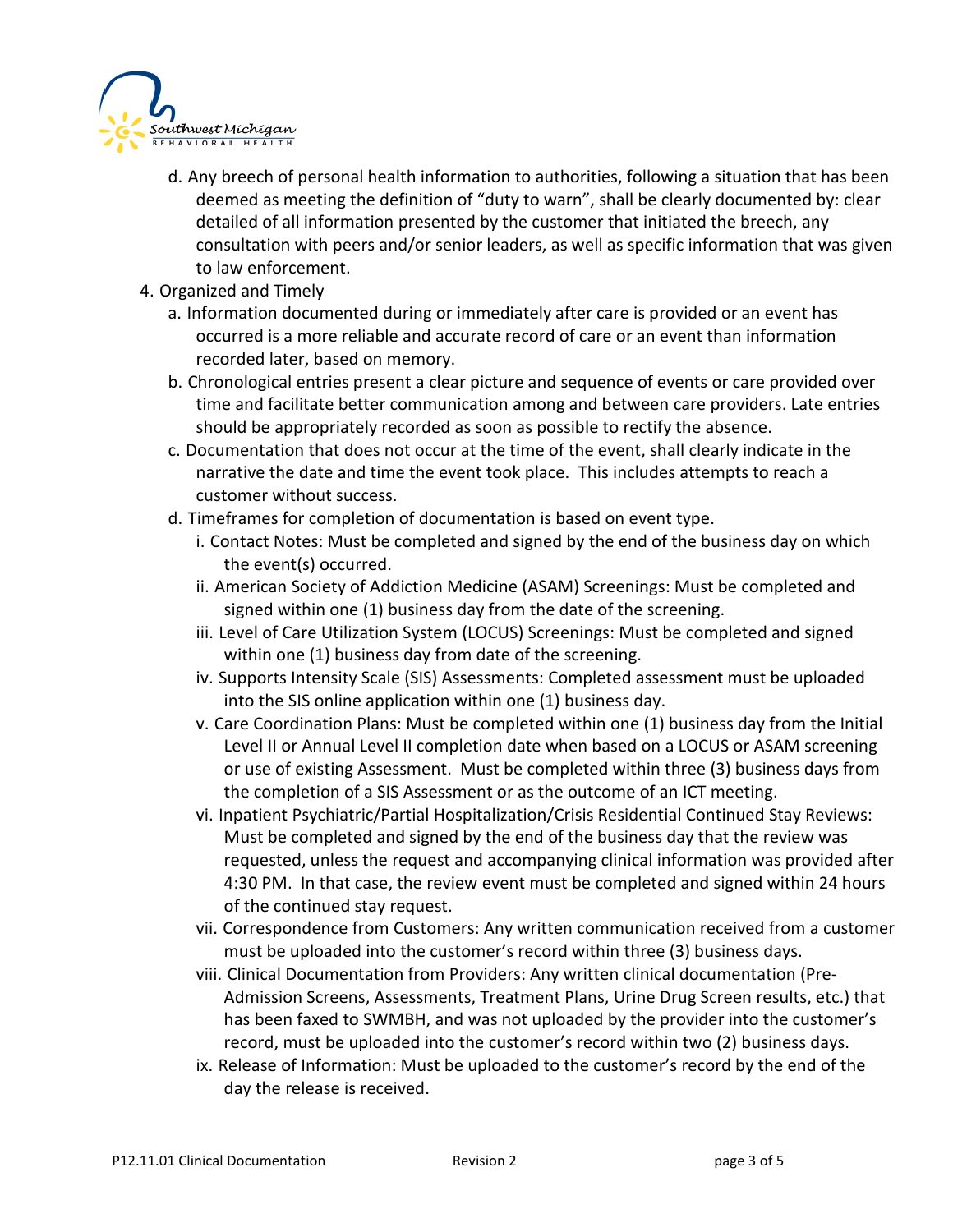d. Any breech of personal health information to authorities, following a situation that has been deemed as meeting the definition of "duty to warn", shall be clearly documented by: clear detailed of all information presented by the customer that initiated the breech, any consultation with peers and/or senior leaders, as well as specific information that was given to law enforcement.

4. Organized and Timely
   a. Information documented during or immediately after care is provided or an event has occurred is a more reliable and accurate record of care or an event than information recorded later, based on memory.
   b. Chronological entries present a clear picture and sequence of events or care provided over time and facilitate better communication among and between care providers. Late entries should be appropriately recorded as soon as possible to rectify the absence.
   c. Documentation that does not occur at the time of the event, shall clearly indicate in the narrative the date and time the event took place. This includes attempts to reach a customer without success.
   d. Timeframes for completion of documentation is based on event type.
      i. Contact Notes: Must be completed and signed by the end of the business day on which the event(s) occurred.
      ii. American Society of Addiction Medicine (ASAM) Screenings: Must be completed and signed within one (1) business day from the date of the screening.
      iii. Level of Care Utilization System (LOCUS) Screenings: Must be completed and signed within one (1) business day from date of the screening.
      iv. Supports Intensity Scale (SIS) Assessments: Completed assessment must be uploaded into the SIS online application within one (1) business day.
      v. Care Coordination Plans: Must be completed within one (1) business day from the Initial Level II or Annual Level II completion date when based on a LOCUS or ASAM screening or use of existing Assessment. Must be completed within three (3) business days from the completion of a SIS Assessment or as the outcome of an ICT meeting.
      vi. Inpatient Psychiatric/Partial Hospitalization/Crisis Residential Continued Stay Reviews: Must be completed and signed by the end of the business day that the review was requested, unless the request and accompanying clinical information was provided after 4:30 PM. In that case, the review event must be completed and signed within 24 hours of the continued stay request.
      vii. Correspondence from Customers: Any written communication received from a customer must be uploaded into the customer's record within three (3) business days.
      viii. Clinical Documentation from Providers: Any written clinical documentation (Pre-Admission Screens, Assessments, Treatment Plans, Urine Drug Screen results, etc.) that has been faxed to SWMBH, and was not uploaded by the provider into the customer's record, must be uploaded into the customer's record within two (2) business days.
      ix. Release of Information: Must be uploaded to the customer's record by the end of the day the release is received.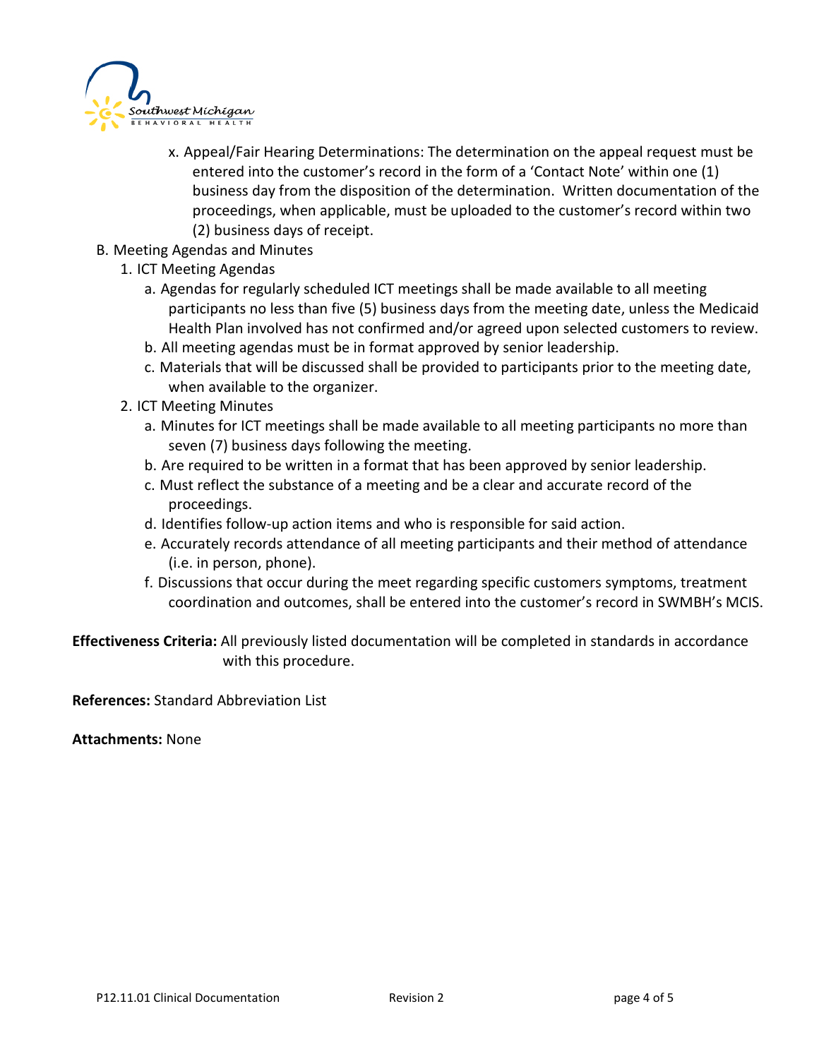x. Appeal/Fair Hearing Determinations: The determination on the appeal request must be entered into the customer's record in the form of a 'Contact Note' within one (1) business day from the disposition of the determination. Written documentation of the proceedings, when applicable, must be uploaded to the customer's record within two (2) business days of receipt.

B. Meeting Agendas and Minutes

1. ICT Meeting Agendas
   a. Agendas for regularly scheduled ICT meetings shall be made available to all meeting participants no less than five (5) business days from the meeting date, unless the Medicaid Health Plan involved has not confirmed and/or agreed upon selected customers to review.
   b. All meeting agendas must be in format approved by senior leadership.
   c. Materials that will be discussed shall be provided to participants prior to the meeting date, when available to the organizer.
2. ICT Meeting Minutes
   a. Minutes for ICT meetings shall be made available to all meeting participants no more than seven (7) business days following the meeting.
   b. Are required to be written in a format that has been approved by senior leadership.
   c. Must reflect the substance of a meeting and be a clear and accurate record of the proceedings.
   d. Identifies follow-up action items and who is responsible for said action.
   e. Accurately records attendance of all meeting participants and their method of attendance (i.e. in person, phone).
   f. Discussions that occur during the meet regarding specific customers symptoms, treatment coordination and outcomes, shall be entered into the customer's record in SWMBH's MCIS.

**Effectiveness Criteria:** All previously listed documentation will be completed in standards in accordance with this procedure.

**References:** Standard Abbreviation List

**Attachments:** None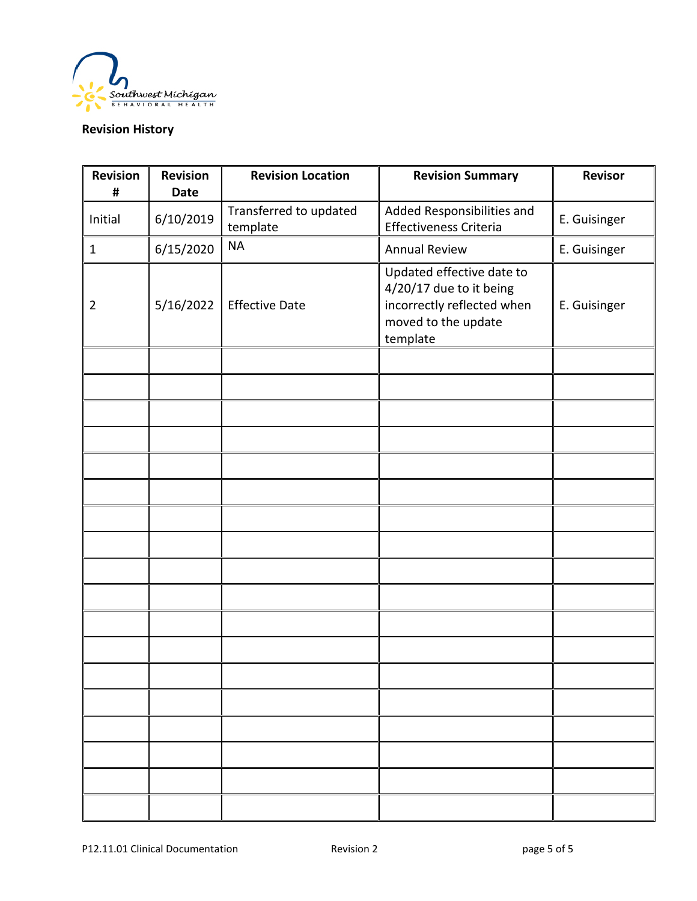**Revision History**

| Revision # | Revision Date | Revision Location | Revision Summary | Revisor |
|---|---|---|---|---|
| Initial | 6/10/2019 | Transferred to updated template | Added Responsibilities and Effectiveness Criteria | E. Guisinger |
| 1 | 6/15/2020 | NA | Annual Review | E. Guisinger |
| 2 | 5/16/2022 | Effective Date | Updated effective date to 4/20/17 due to it being incorrectly reflected when moved to the update template | E. Guisinger |
| | | | | |
| | | | | |
| | | | | |
| | | | | |
| | | | | |
| | | | | |
| | | | | |
| | | | | |
| | | | | |
| | | | | |
| | | | | |
| | | | | |
| | | | | |
| | | | | |
| | | | | |
| | | | | |
| | | | | |
| | | | | |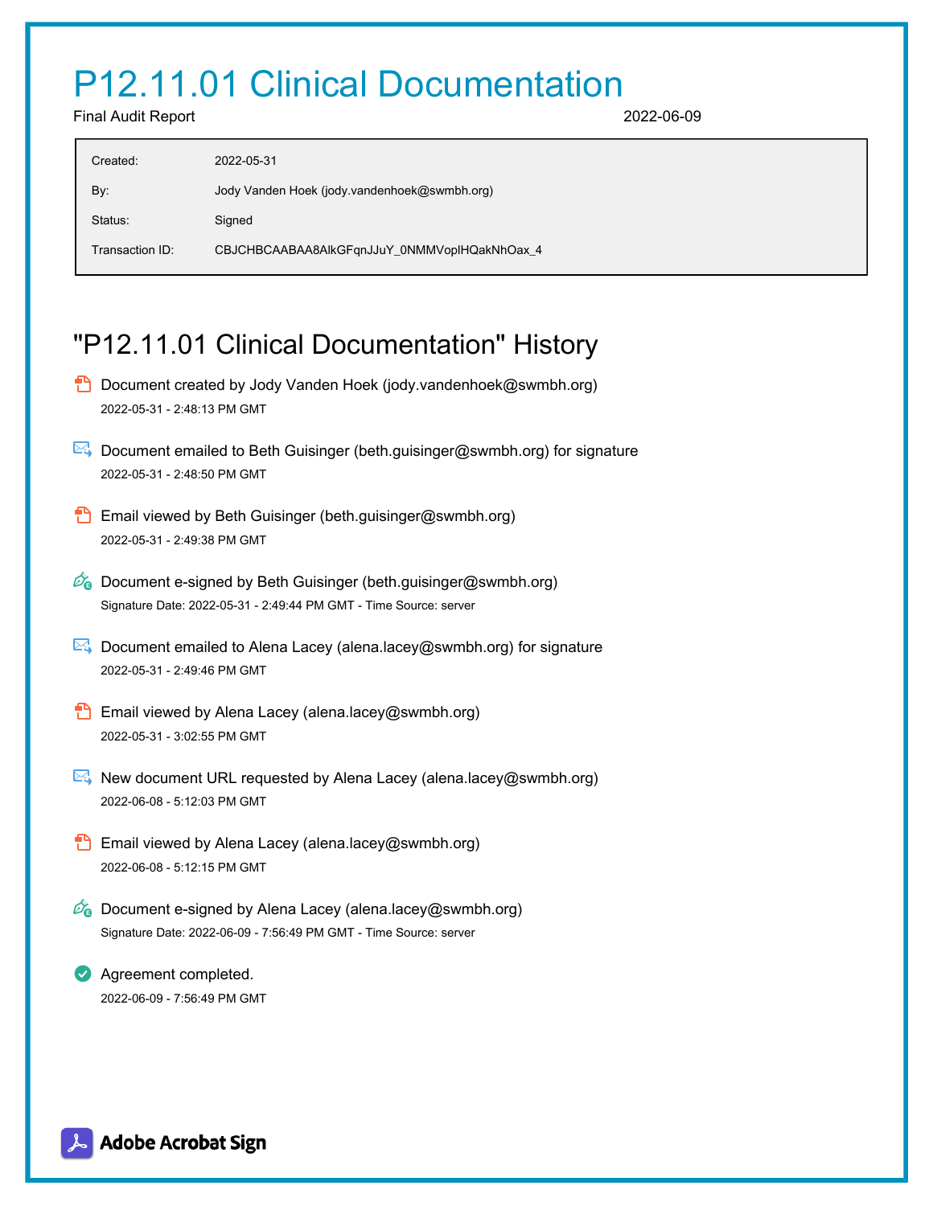# P12.11.01 Clinical Documentation

Final Audit Report 2022-06-09

| | |
|---|---|
| Created: | 2022-05-31 |
| By: | Jody Vanden Hoek (jody.vandenhoek@swmbh.org) |
| Status: | Signed |
| Transaction ID: | CBJCHBCAABAA8AlkGFqnJJuY_0NMMVoplHQakNhOax_4 |

## "P12.11.01 Clinical Documentation" History

- Document created by Jody Vanden Hoek (jody.vandenhoek@swmbh.org)
  2022-05-31 - 2:48:13 PM GMT

- Document emailed to Beth Guisinger (beth.guisinger@swmbh.org) for signature
  2022-05-31 - 2:48:50 PM GMT

- Email viewed by Beth Guisinger (beth.guisinger@swmbh.org)
  2022-05-31 - 2:49:38 PM GMT

- Document e-signed by Beth Guisinger (beth.guisinger@swmbh.org)
  Signature Date: 2022-05-31 - 2:49:44 PM GMT - Time Source: server

- Document emailed to Alena Lacey (alena.lacey@swmbh.org) for signature
  2022-05-31 - 2:49:46 PM GMT

- Email viewed by Alena Lacey (alena.lacey@swmbh.org)
  2022-05-31 - 3:02:55 PM GMT

- New document URL requested by Alena Lacey (alena.lacey@swmbh.org)
  2022-06-08 - 5:12:03 PM GMT

- Email viewed by Alena Lacey (alena.lacey@swmbh.org)
  2022-06-08 - 5:12:15 PM GMT

- Document e-signed by Alena Lacey (alena.lacey@swmbh.org)
  Signature Date: 2022-06-09 - 7:56:49 PM GMT - Time Source: server

- Agreement completed.
  2022-06-09 - 7:56:49 PM GMT

Adobe Acrobat Sign